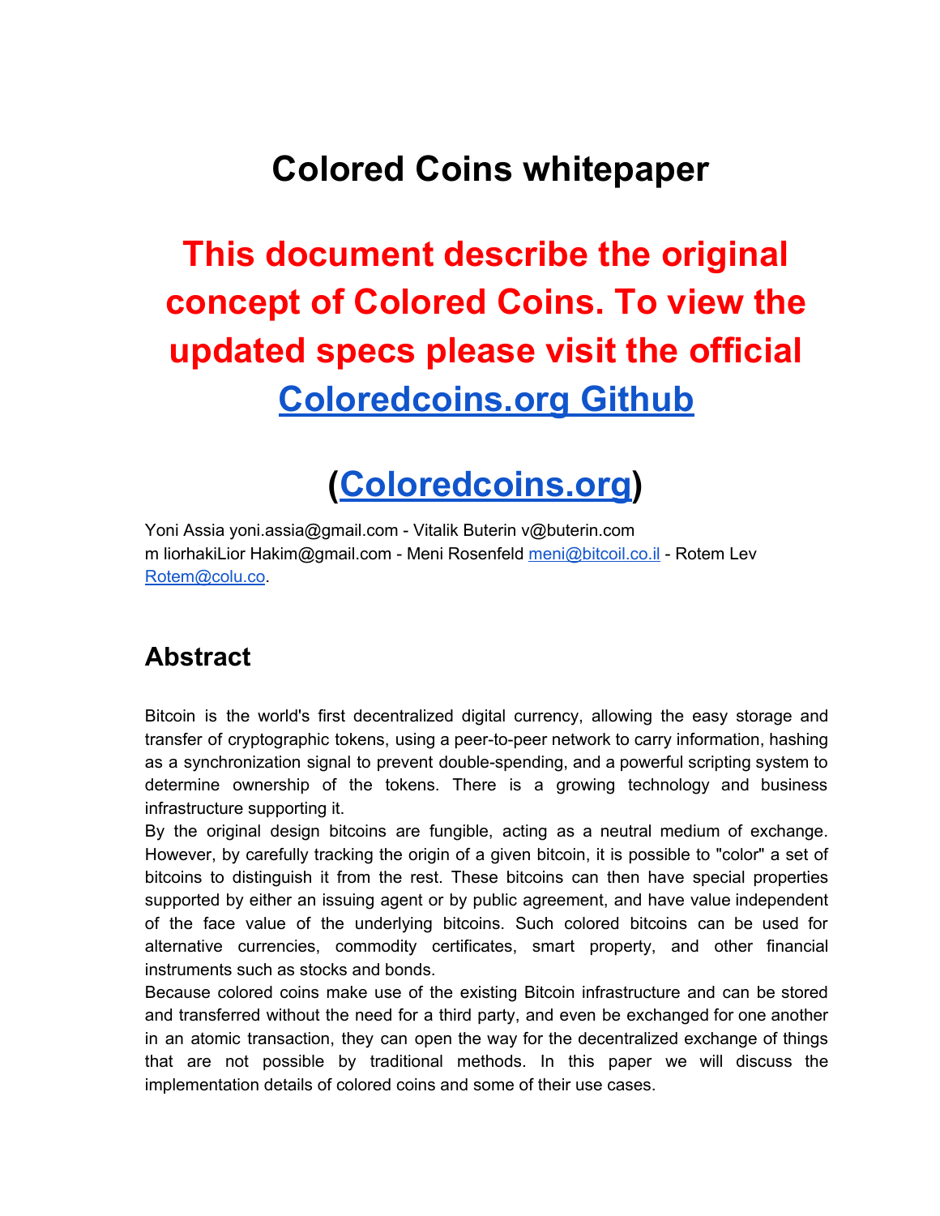# Colored Coins whitepaper

## This document describe the original concept of Colored Coins. To view the updated specs please visit the official [Coloredcoins.org Github](https://github.com/Colored-Coins)

## ([Coloredcoins.org](http://coloredcoins.org))

Yoni Assia yoni.assia@gmail.com - Vitalik Buterin v@buterin.com
m liorhakiLior Hakim@gmail.com - Meni Rosenfeld [meni@bitcoil.co.il](mailto:meni@bitcoil.co.il) - Rotem Lev [Rotem@colu.co](mailto:Rotem@colu.co).

## Abstract

Bitcoin is the world's first decentralized digital currency, allowing the easy storage and transfer of cryptographic tokens, using a peer-to-peer network to carry information, hashing as a synchronization signal to prevent double-spending, and a powerful scripting system to determine ownership of the tokens. There is a growing technology and business infrastructure supporting it.

By the original design bitcoins are fungible, acting as a neutral medium of exchange. However, by carefully tracking the origin of a given bitcoin, it is possible to "color" a set of bitcoins to distinguish it from the rest. These bitcoins can then have special properties supported by either an issuing agent or by public agreement, and have value independent of the face value of the underlying bitcoins. Such colored bitcoins can be used for alternative currencies, commodity certificates, smart property, and other financial instruments such as stocks and bonds.

Because colored coins make use of the existing Bitcoin infrastructure and can be stored and transferred without the need for a third party, and even be exchanged for one another in an atomic transaction, they can open the way for the decentralized exchange of things that are not possible by traditional methods. In this paper we will discuss the implementation details of colored coins and some of their use cases.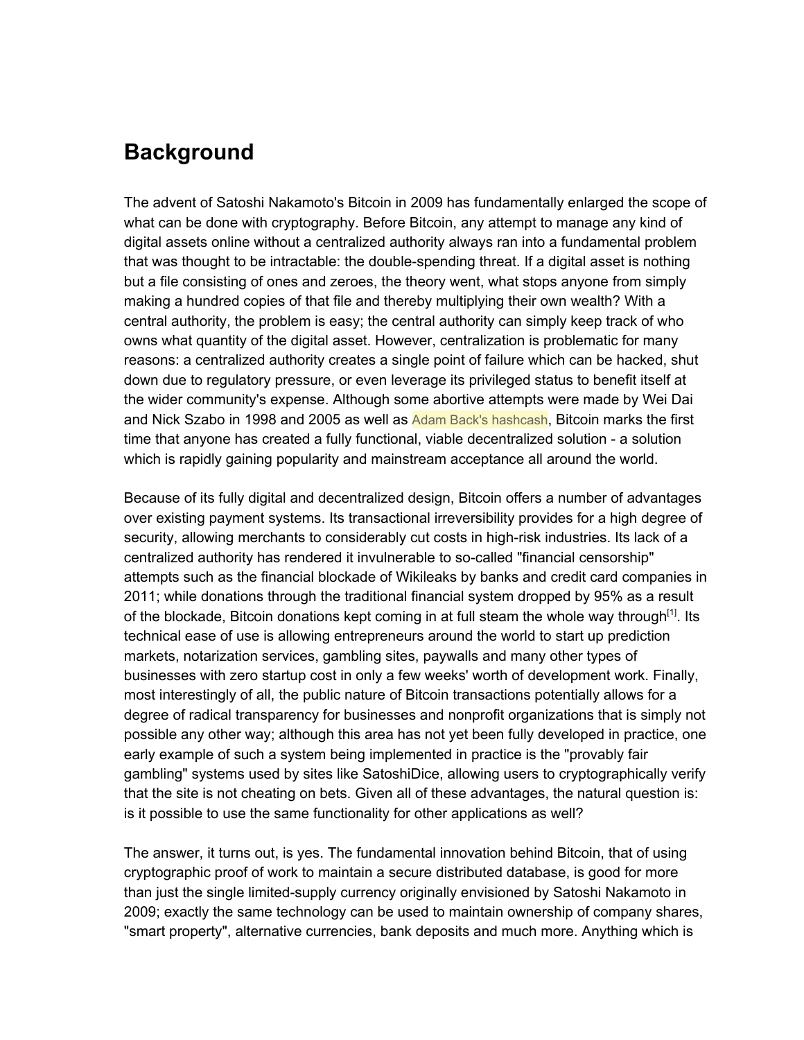# Background

The advent of Satoshi Nakamoto's Bitcoin in 2009 has fundamentally enlarged the scope of what can be done with cryptography. Before Bitcoin, any attempt to manage any kind of digital assets online without a centralized authority always ran into a fundamental problem that was thought to be intractable: the double-spending threat. If a digital asset is nothing but a file consisting of ones and zeroes, the theory went, what stops anyone from simply making a hundred copies of that file and thereby multiplying their own wealth? With a central authority, the problem is easy; the central authority can simply keep track of who owns what quantity of the digital asset. However, centralization is problematic for many reasons: a centralized authority creates a single point of failure which can be hacked, shut down due to regulatory pressure, or even leverage its privileged status to benefit itself at the wider community's expense. Although some abortive attempts were made by Wei Dai and Nick Szabo in 1998 and 2005 as well as Adam Back's hashcash, Bitcoin marks the first time that anyone has created a fully functional, viable decentralized solution - a solution which is rapidly gaining popularity and mainstream acceptance all around the world.

Because of its fully digital and decentralized design, Bitcoin offers a number of advantages over existing payment systems. Its transactional irreversibility provides for a high degree of security, allowing merchants to considerably cut costs in high-risk industries. Its lack of a centralized authority has rendered it invulnerable to so-called "financial censorship" attempts such as the financial blockade of Wikileaks by banks and credit card companies in 2011; while donations through the traditional financial system dropped by 95% as a result of the blockade, Bitcoin donations kept coming in at full steam the whole way through[1]. Its technical ease of use is allowing entrepreneurs around the world to start up prediction markets, notarization services, gambling sites, paywalls and many other types of businesses with zero startup cost in only a few weeks' worth of development work. Finally, most interestingly of all, the public nature of Bitcoin transactions potentially allows for a degree of radical transparency for businesses and nonprofit organizations that is simply not possible any other way; although this area has not yet been fully developed in practice, one early example of such a system being implemented in practice is the "provably fair gambling" systems used by sites like SatoshiDice, allowing users to cryptographically verify that the site is not cheating on bets. Given all of these advantages, the natural question is: is it possible to use the same functionality for other applications as well?

The answer, it turns out, is yes. The fundamental innovation behind Bitcoin, that of using cryptographic proof of work to maintain a secure distributed database, is good for more than just the single limited-supply currency originally envisioned by Satoshi Nakamoto in 2009; exactly the same technology can be used to maintain ownership of company shares, "smart property", alternative currencies, bank deposits and much more. Anything which is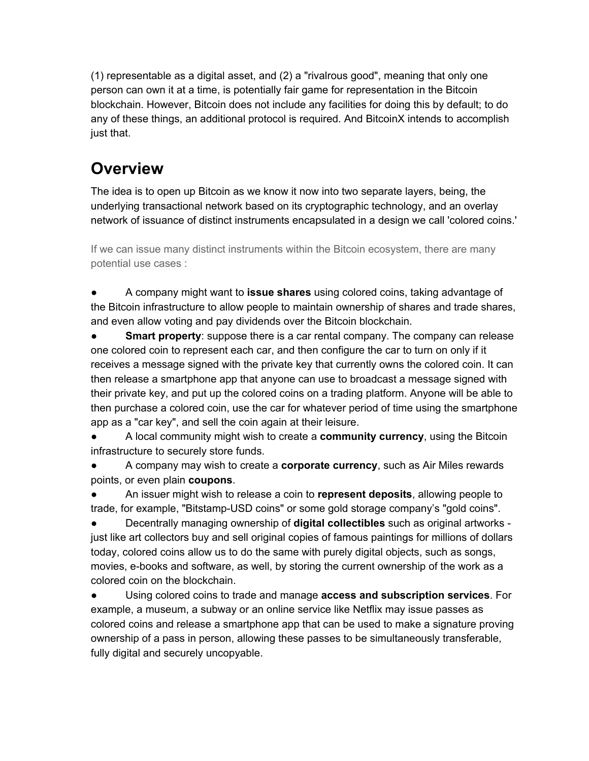(1) representable as a digital asset, and (2) a "rivalrous good", meaning that only one person can own it at a time, is potentially fair game for representation in the Bitcoin blockchain. However, Bitcoin does not include any facilities for doing this by default; to do any of these things, an additional protocol is required. And BitcoinX intends to accomplish just that.

# Overview

The idea is to open up Bitcoin as we know it now into two separate layers, being, the underlying transactional network based on its cryptographic technology, and an overlay network of issuance of distinct instruments encapsulated in a design we call 'colored coins.'

If we can issue many distinct instruments within the Bitcoin ecosystem, there are many potential use cases :

- A company might want to **issue shares** using colored coins, taking advantage of the Bitcoin infrastructure to allow people to maintain ownership of shares and trade shares, and even allow voting and pay dividends over the Bitcoin blockchain.
- **Smart property**: suppose there is a car rental company. The company can release one colored coin to represent each car, and then configure the car to turn on only if it receives a message signed with the private key that currently owns the colored coin. It can then release a smartphone app that anyone can use to broadcast a message signed with their private key, and put up the colored coins on a trading platform. Anyone will be able to then purchase a colored coin, use the car for whatever period of time using the smartphone app as a "car key", and sell the coin again at their leisure.
- A local community might wish to create a **community currency**, using the Bitcoin infrastructure to securely store funds.
- A company may wish to create a **corporate currency**, such as Air Miles rewards points, or even plain **coupons**.
- An issuer might wish to release a coin to **represent deposits**, allowing people to trade, for example, "Bitstamp-USD coins" or some gold storage company's "gold coins".
- Decentrally managing ownership of **digital collectibles** such as original artworks - just like art collectors buy and sell original copies of famous paintings for millions of dollars today, colored coins allow us to do the same with purely digital objects, such as songs, movies, e-books and software, as well, by storing the current ownership of the work as a colored coin on the blockchain.
- Using colored coins to trade and manage **access and subscription services**. For example, a museum, a subway or an online service like Netflix may issue passes as colored coins and release a smartphone app that can be used to make a signature proving ownership of a pass in person, allowing these passes to be simultaneously transferable, fully digital and securely uncopyable.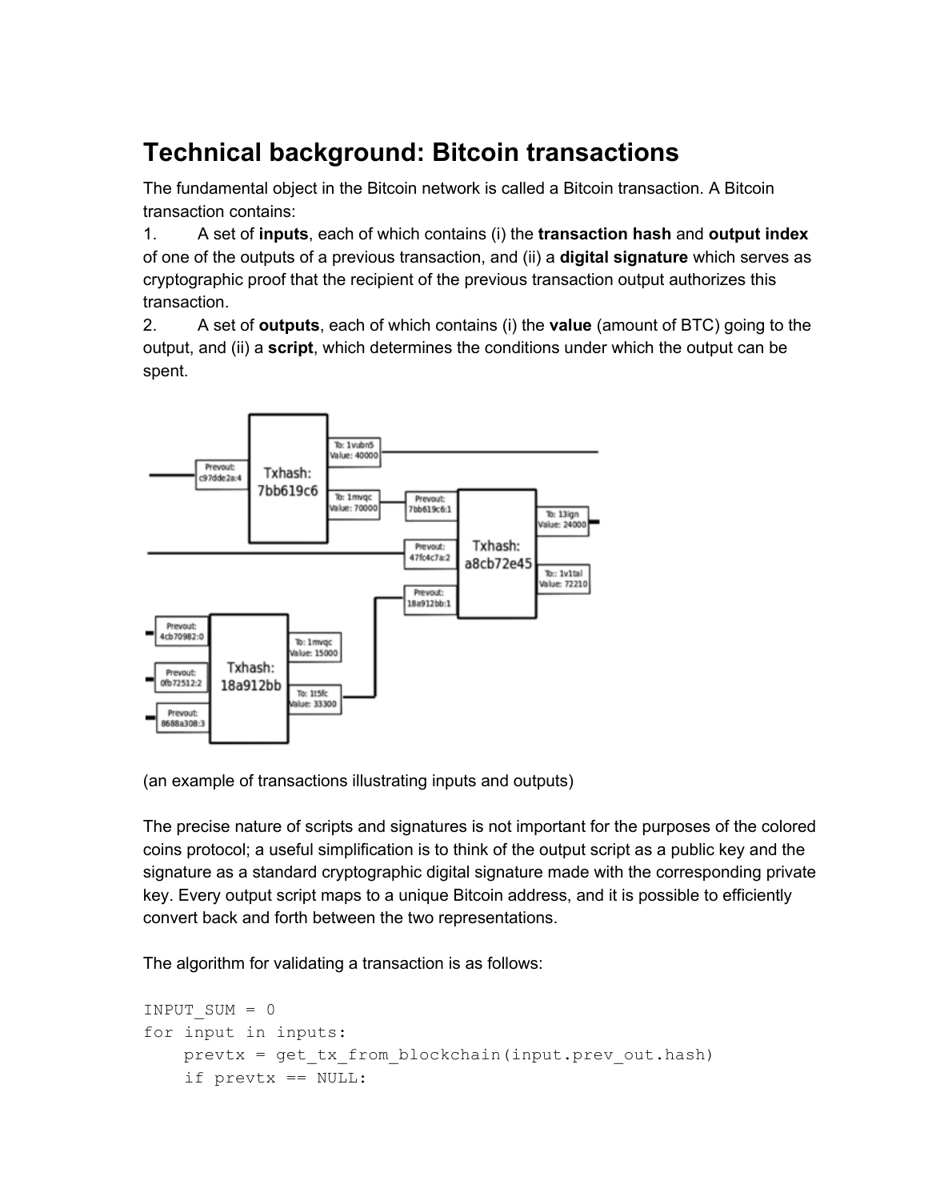# Technical background: Bitcoin transactions

The fundamental object in the Bitcoin network is called a Bitcoin transaction. A Bitcoin transaction contains:

1. A set of **inputs**, each of which contains (i) the **transaction hash** and **output index** of one of the outputs of a previous transaction, and (ii) a **digital signature** which serves as cryptographic proof that the recipient of the previous transaction output authorizes this transaction.
2. A set of **outputs**, each of which contains (i) the **value** (amount of BTC) going to the output, and (ii) a **script**, which determines the conditions under which the output can be spent.

(an example of transactions illustrating inputs and outputs)

The precise nature of scripts and signatures is not important for the purposes of the colored coins protocol; a useful simplification is to think of the output script as a public key and the signature as a standard cryptographic digital signature made with the corresponding private key. Every output script maps to a unique Bitcoin address, and it is possible to efficiently convert back and forth between the two representations.

The algorithm for validating a transaction is as follows:

```
INPUT_SUM = 0
for input in inputs:
    prevtx = get_tx_from_blockchain(input.prev_out.hash)
    if prevtx == NULL:
```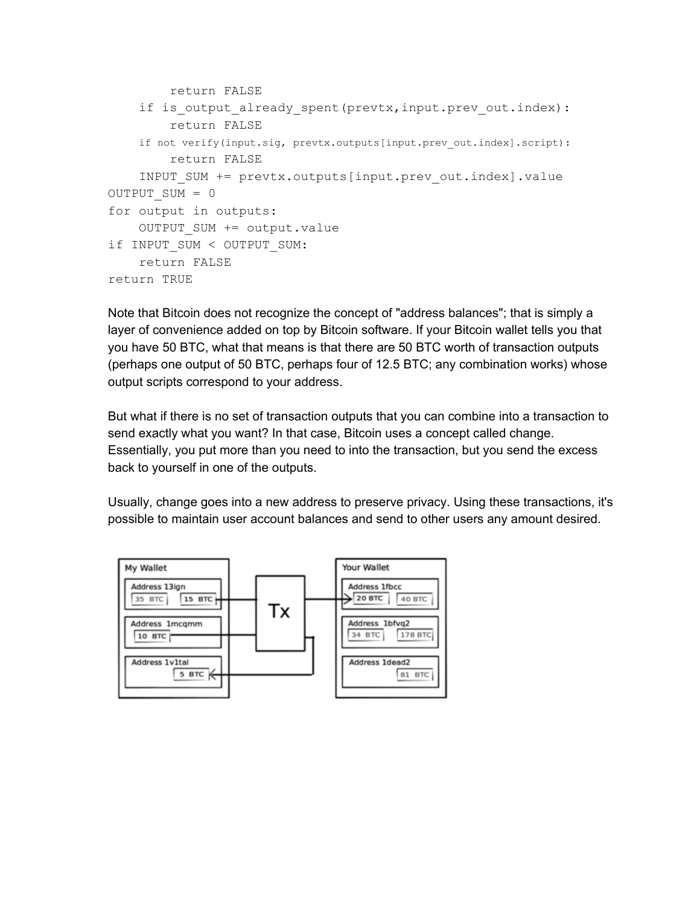```
            return FALSE
        if is_output_already_spent(prevtx,input.prev_out.index):
            return FALSE
        if not verify(input.sig, prevtx.outputs[input.prev_out.index].script):
            return FALSE
        INPUT_SUM += prevtx.outputs[input.prev_out.index].value
    OUTPUT_SUM = 0
    for output in outputs:
        OUTPUT_SUM += output.value
    if INPUT_SUM < OUTPUT_SUM:
        return FALSE
    return TRUE
```

Note that Bitcoin does not recognize the concept of "address balances"; that is simply a layer of convenience added on top by Bitcoin software. If your Bitcoin wallet tells you that you have 50 BTC, what that means is that there are 50 BTC worth of transaction outputs (perhaps one output of 50 BTC, perhaps four of 12.5 BTC; any combination works) whose output scripts correspond to your address.

But what if there is no set of transaction outputs that you can combine into a transaction to send exactly what you want? In that case, Bitcoin uses a concept called change. Essentially, you put more than you need to into the transaction, but you send the excess back to yourself in one of the outputs.

Usually, change goes into a new address to preserve privacy. Using these transactions, it's possible to maintain user account balances and send to other users any amount desired.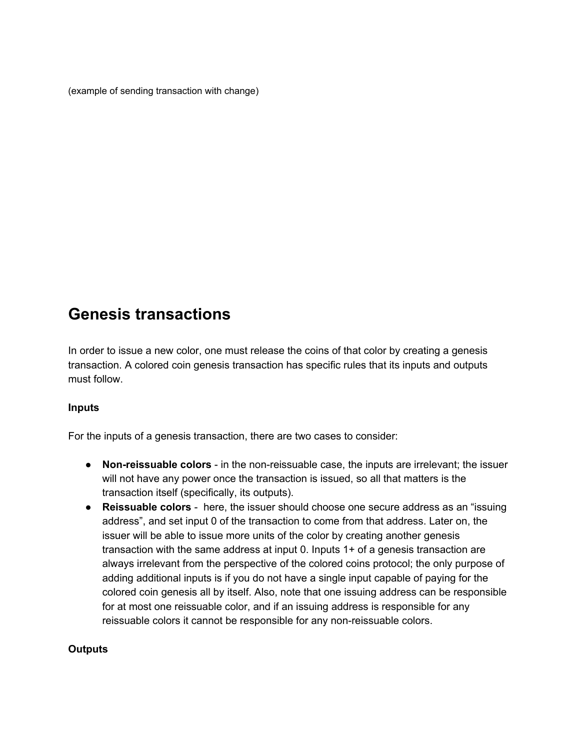(example of sending transaction with change)

# Genesis transactions

In order to issue a new color, one must release the coins of that color by creating a genesis transaction. A colored coin genesis transaction has specific rules that its inputs and outputs must follow.

**Inputs**

For the inputs of a genesis transaction, there are two cases to consider:

- **Non-reissuable colors** - in the non-reissuable case, the inputs are irrelevant; the issuer will not have any power once the transaction is issued, so all that matters is the transaction itself (specifically, its outputs).
- **Reissuable colors** - here, the issuer should choose one secure address as an "issuing address", and set input 0 of the transaction to come from that address. Later on, the issuer will be able to issue more units of the color by creating another genesis transaction with the same address at input 0. Inputs 1+ of a genesis transaction are always irrelevant from the perspective of the colored coins protocol; the only purpose of adding additional inputs is if you do not have a single input capable of paying for the colored coin genesis all by itself. Also, note that one issuing address can be responsible for at most one reissuable color, and if an issuing address is responsible for any reissuable colors it cannot be responsible for any non-reissuable colors.

**Outputs**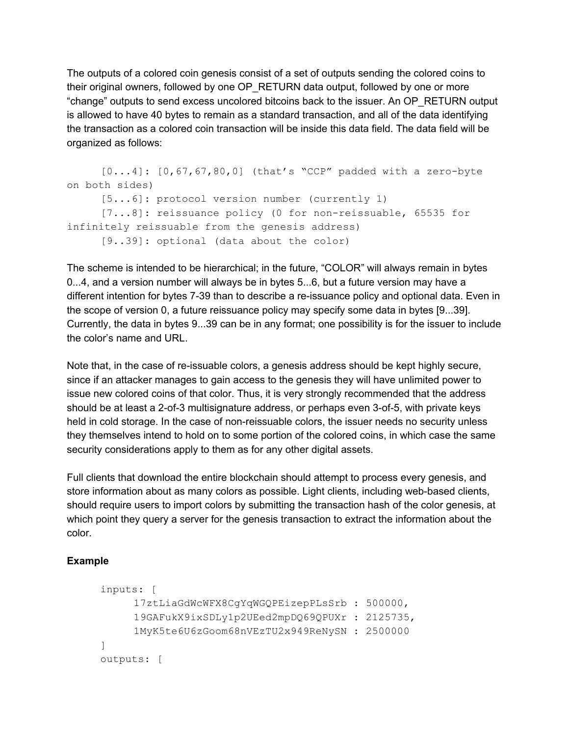The outputs of a colored coin genesis consist of a set of outputs sending the colored coins to their original owners, followed by one OP_RETURN data output, followed by one or more "change" outputs to send excess uncolored bitcoins back to the issuer. An OP_RETURN output is allowed to have 40 bytes to remain as a standard transaction, and all of the data identifying the transaction as a colored coin transaction will be inside this data field. The data field will be organized as follows:

```
[0...4]: [0,67,67,80,0] (that's "CCP" padded with a zero-byte on both sides)
[5...6]: protocol version number (currently 1)
[7...8]: reissuance policy (0 for non-reissuable, 65535 for infinitely reissuable from the genesis address)
[9..39]: optional (data about the color)
```

The scheme is intended to be hierarchical; in the future, "COLOR" will always remain in bytes 0...4, and a version number will always be in bytes 5...6, but a future version may have a different intention for bytes 7-39 than to describe a re-issuance policy and optional data. Even in the scope of version 0, a future reissuance policy may specify some data in bytes [9...39]. Currently, the data in bytes 9...39 can be in any format; one possibility is for the issuer to include the color's name and URL.

Note that, in the case of re-issuable colors, a genesis address should be kept highly secure, since if an attacker manages to gain access to the genesis they will have unlimited power to issue new colored coins of that color. Thus, it is very strongly recommended that the address should be at least a 2-of-3 multisignature address, or perhaps even 3-of-5, with private keys held in cold storage. In the case of non-reissuable colors, the issuer needs no security unless they themselves intend to hold on to some portion of the colored coins, in which case the same security considerations apply to them as for any other digital assets.

Full clients that download the entire blockchain should attempt to process every genesis, and store information about as many colors as possible. Light clients, including web-based clients, should require users to import colors by submitting the transaction hash of the color genesis, at which point they query a server for the genesis transaction to extract the information about the color.

**Example**

```
inputs: [
    17ztLiaGdWcWFX8CgYqWGQPEizepPLsSrb : 500000,
    19GAFukX9ixSDLy1p2UEed2mpDQ69QPUXr : 2125735,
    1MyK5te6U6zGoom68nVEzTU2x949ReNySN : 2500000
]
outputs: [
```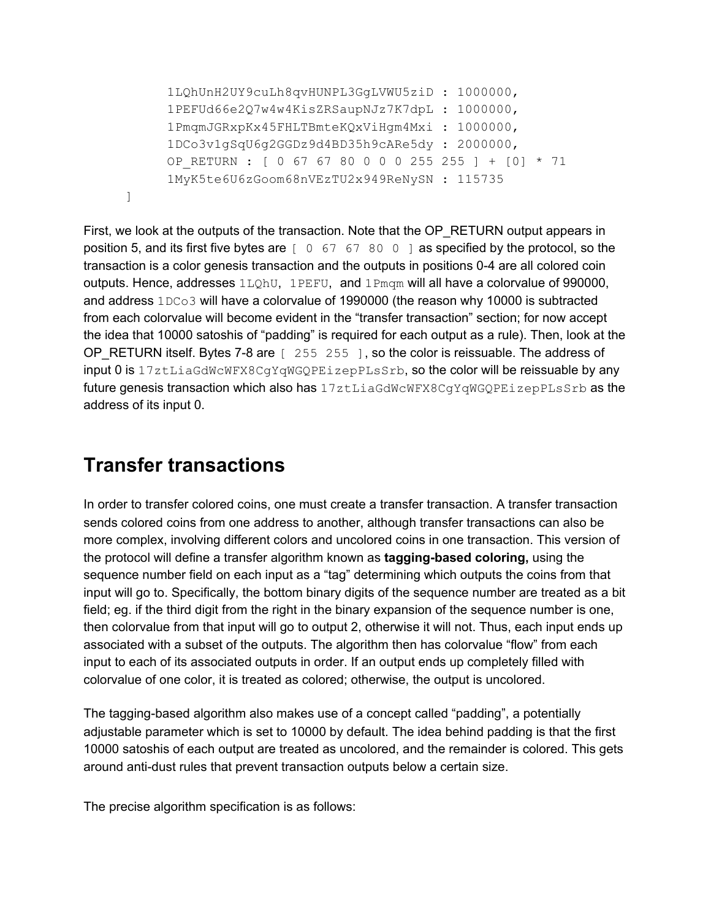```
        1LQhUnH2UY9cuLh8qvHUNPL3GgLVWU5ziD : 1000000,
        1PEFUd66e2Q7w4w4KisZRSaupNJz7K7dpL : 1000000,
        1PmqmJGRxpKx45FHLTBmteKQxViHgm4Mxi : 1000000,
        1DCo3v1gSqU6g2GGDz9d4BD35h9cARe5dy : 2000000,
        OP_RETURN : [ 0 67 67 80 0 0 0 255 255 ] + [0] * 71
        1MyK5te6U6zGoom68nVEzTU2x949ReNySN : 115735
    ]
```

First, we look at the outputs of the transaction. Note that the OP_RETURN output appears in position 5, and its first five bytes are `[ 0 67 67 80 0 ]` as specified by the protocol, so the transaction is a color genesis transaction and the outputs in positions 0-4 are all colored coin outputs. Hence, addresses `1LQhU`, `1PEFU`, and `1Pmqm` will all have a colorvalue of 990000, and address `1DCo3` will have a colorvalue of 1990000 (the reason why 10000 is subtracted from each colorvalue will become evident in the "transfer transaction" section; for now accept the idea that 10000 satoshis of "padding" is required for each output as a rule). Then, look at the OP_RETURN itself. Bytes 7-8 are `[ 255 255 ]`, so the color is reissuable. The address of input 0 is `17ztLiaGdWcWFX8CgYqWGQPEizepPLsSrb`, so the color will be reissuable by any future genesis transaction which also has `17ztLiaGdWcWFX8CgYqWGQPEizepPLsSrb` as the address of its input 0.

## Transfer transactions

In order to transfer colored coins, one must create a transfer transaction. A transfer transaction sends colored coins from one address to another, although transfer transactions can also be more complex, involving different colors and uncolored coins in one transaction. This version of the protocol will define a transfer algorithm known as **tagging-based coloring,** using the sequence number field on each input as a "tag" determining which outputs the coins from that input will go to. Specifically, the bottom binary digits of the sequence number are treated as a bit field; eg. if the third digit from the right in the binary expansion of the sequence number is one, then colorvalue from that input will go to output 2, otherwise it will not. Thus, each input ends up associated with a subset of the outputs. The algorithm then has colorvalue "flow" from each input to each of its associated outputs in order. If an output ends up completely filled with colorvalue of one color, it is treated as colored; otherwise, the output is uncolored.

The tagging-based algorithm also makes use of a concept called "padding", a potentially adjustable parameter which is set to 10000 by default. The idea behind padding is that the first 10000 satoshis of each output are treated as uncolored, and the remainder is colored. This gets around anti-dust rules that prevent transaction outputs below a certain size.

The precise algorithm specification is as follows: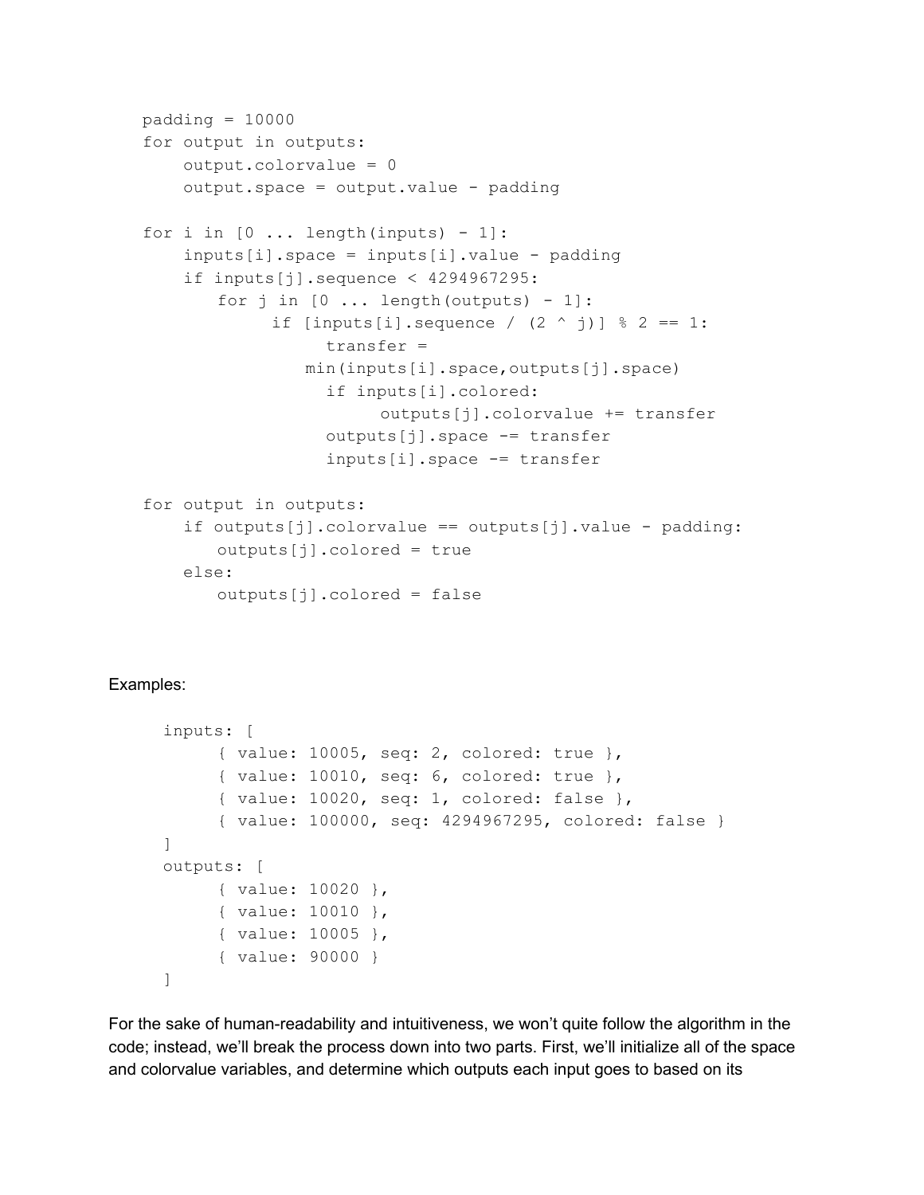```
padding = 10000
for output in outputs:
    output.colorvalue = 0
    output.space = output.value - padding

for i in [0 ... length(inputs) - 1]:
    inputs[i].space = inputs[i].value - padding
    if inputs[j].sequence < 4294967295:
        for j in [0 ... length(outputs) - 1]:
            if [inputs[i].sequence / (2 ^ j)] % 2 == 1:
                transfer =
                min(inputs[i].space,outputs[j].space)
                if inputs[i].colored:
                    outputs[j].colorvalue += transfer
                outputs[j].space -= transfer
                inputs[i].space -= transfer

for output in outputs:
    if outputs[j].colorvalue == outputs[j].value - padding:
        outputs[j].colored = true
    else:
        outputs[j].colored = false
```

Examples:

```
inputs: [
    { value: 10005, seq: 2, colored: true },
    { value: 10010, seq: 6, colored: true },
    { value: 10020, seq: 1, colored: false },
    { value: 100000, seq: 4294967295, colored: false }
]
outputs: [
    { value: 10020 },
    { value: 10010 },
    { value: 10005 },
    { value: 90000 }
]
```

For the sake of human-readability and intuitiveness, we won't quite follow the algorithm in the code; instead, we'll break the process down into two parts. First, we'll initialize all of the space and colorvalue variables, and determine which outputs each input goes to based on its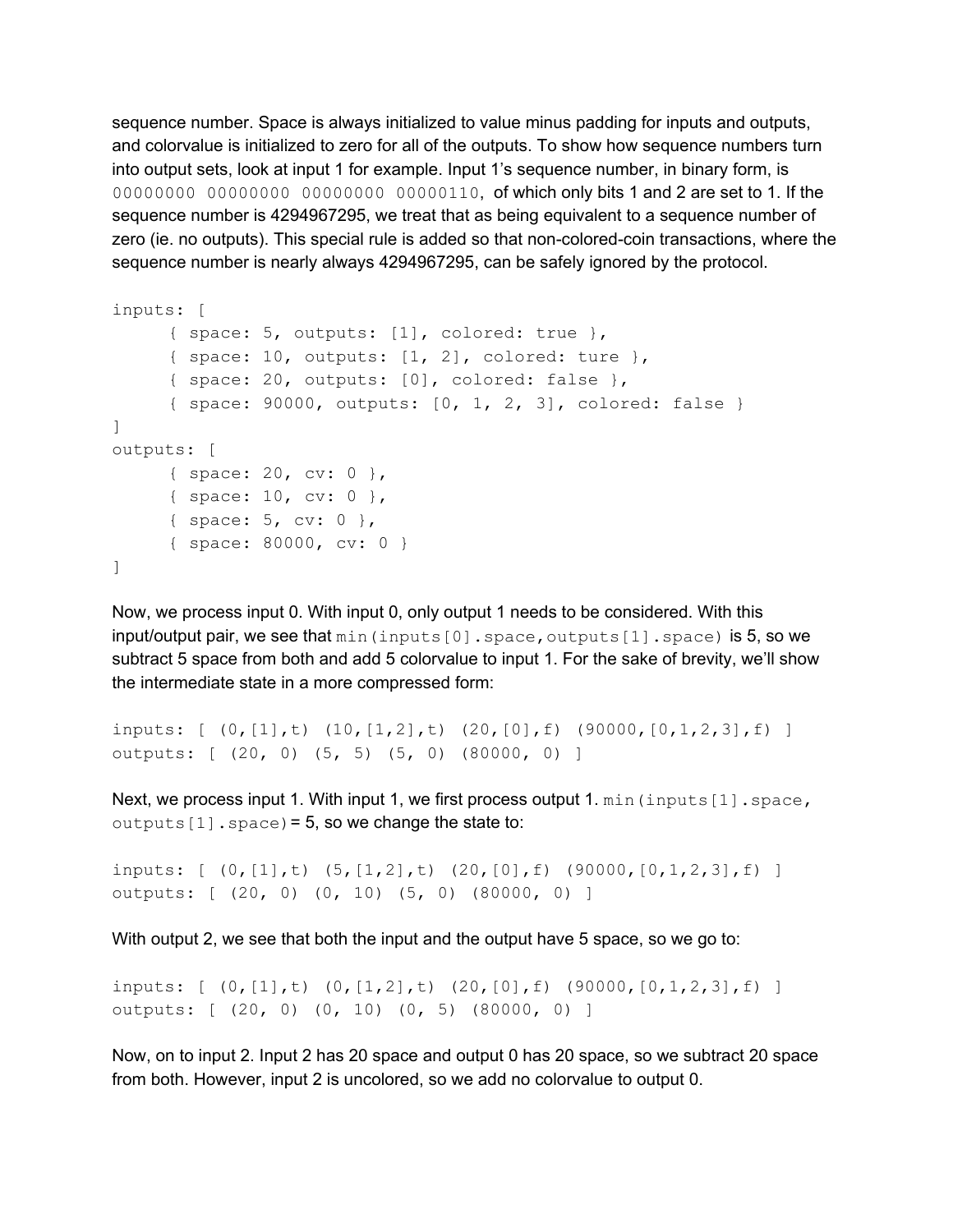sequence number. Space is always initialized to value minus padding for inputs and outputs, and colorvalue is initialized to zero for all of the outputs. To show how sequence numbers turn into output sets, look at input 1 for example. Input 1's sequence number, in binary form, is `00000000 00000000 00000000 00000110`, of which only bits 1 and 2 are set to 1. If the sequence number is 4294967295, we treat that as being equivalent to a sequence number of zero (ie. no outputs). This special rule is added so that non-colored-coin transactions, where the sequence number is nearly always 4294967295, can be safely ignored by the protocol.

```
inputs: [
      { space: 5, outputs: [1], colored: true },
      { space: 10, outputs: [1, 2], colored: ture },
      { space: 20, outputs: [0], colored: false },
      { space: 90000, outputs: [0, 1, 2, 3], colored: false }
]
outputs: [
      { space: 20, cv: 0 },
      { space: 10, cv: 0 },
      { space: 5, cv: 0 },
      { space: 80000, cv: 0 }
]
```

Now, we process input 0. With input 0, only output 1 needs to be considered. With this input/output pair, we see that `min(inputs[0].space,outputs[1].space)` is 5, so we subtract 5 space from both and add 5 colorvalue to input 1. For the sake of brevity, we'll show the intermediate state in a more compressed form:

```
inputs: [ (0,[1],t) (10,[1,2],t) (20,[0],f) (90000,[0,1,2,3],f) ]
outputs: [ (20, 0) (5, 5) (5, 0) (80000, 0) ]
```

Next, we process input 1. With input 1, we first process output 1. `min(inputs[1].space, outputs[1].space)` = 5, so we change the state to:

```
inputs: [ (0,[1],t) (5,[1,2],t) (20,[0],f) (90000,[0,1,2,3],f) ]
outputs: [ (20, 0) (0, 10) (5, 0) (80000, 0) ]
```

With output 2, we see that both the input and the output have 5 space, so we go to:

```
inputs: [ (0,[1],t) (0,[1,2],t) (20,[0],f) (90000,[0,1,2,3],f) ]
outputs: [ (20, 0) (0, 10) (0, 5) (80000, 0) ]
```

Now, on to input 2. Input 2 has 20 space and output 0 has 20 space, so we subtract 20 space from both. However, input 2 is uncolored, so we add no colorvalue to output 0.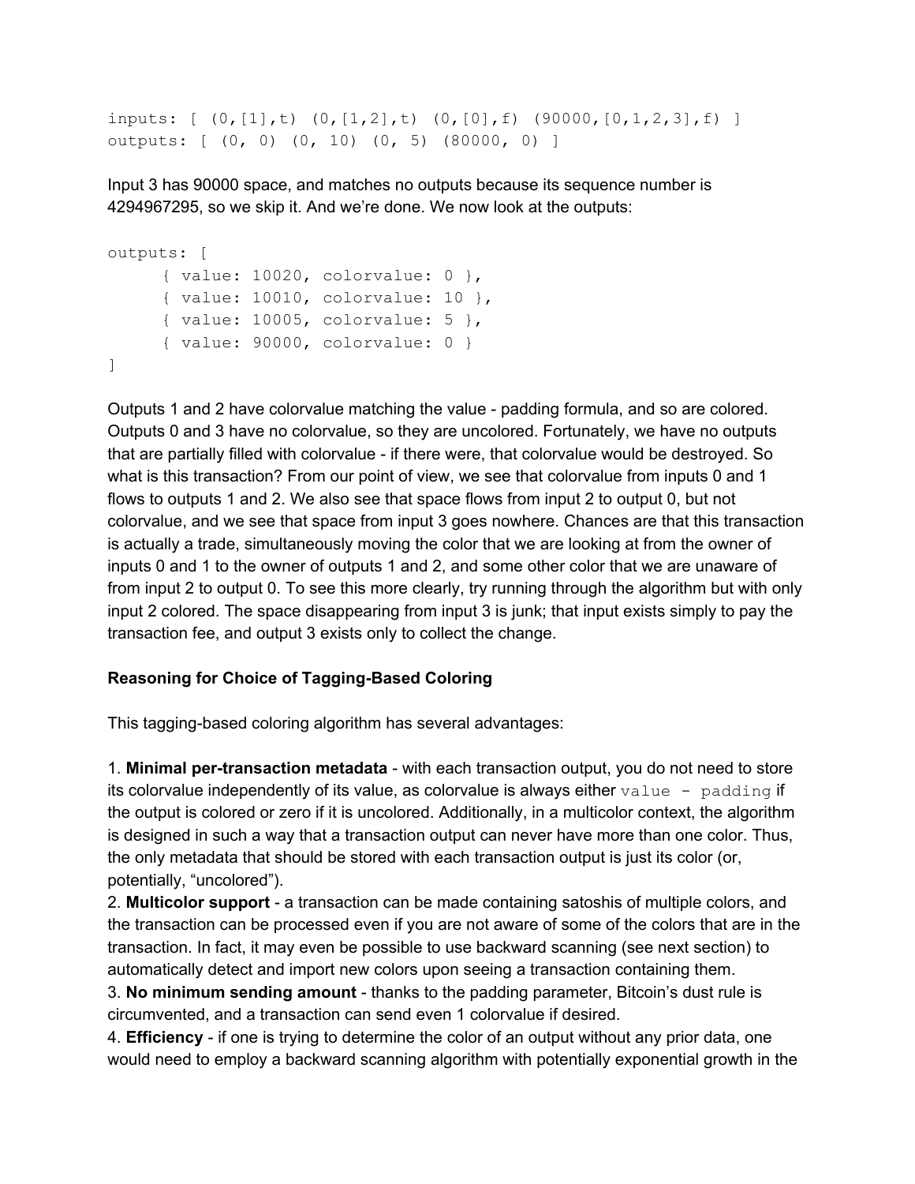```
inputs: [ (0,[1],t) (0,[1,2],t) (0,[0],f) (90000,[0,1,2,3],f) ]
outputs: [ (0, 0) (0, 10) (0, 5) (80000, 0) ]
```

Input 3 has 90000 space, and matches no outputs because its sequence number is 4294967295, so we skip it. And we're done. We now look at the outputs:

```
outputs: [
     { value: 10020, colorvalue: 0 },
     { value: 10010, colorvalue: 10 },
     { value: 10005, colorvalue: 5 },
     { value: 90000, colorvalue: 0 }
]
```

Outputs 1 and 2 have colorvalue matching the value - padding formula, and so are colored. Outputs 0 and 3 have no colorvalue, so they are uncolored. Fortunately, we have no outputs that are partially filled with colorvalue - if there were, that colorvalue would be destroyed. So what is this transaction? From our point of view, we see that colorvalue from inputs 0 and 1 flows to outputs 1 and 2. We also see that space flows from input 2 to output 0, but not colorvalue, and we see that space from input 3 goes nowhere. Chances are that this transaction is actually a trade, simultaneously moving the color that we are looking at from the owner of inputs 0 and 1 to the owner of outputs 1 and 2, and some other color that we are unaware of from input 2 to output 0. To see this more clearly, try running through the algorithm but with only input 2 colored. The space disappearing from input 3 is junk; that input exists simply to pay the transaction fee, and output 3 exists only to collect the change.

**Reasoning for Choice of Tagging-Based Coloring**

This tagging-based coloring algorithm has several advantages:

1. **Minimal per-transaction metadata** - with each transaction output, you do not need to store its colorvalue independently of its value, as colorvalue is always either `value - padding` if the output is colored or zero if it is uncolored. Additionally, in a multicolor context, the algorithm is designed in such a way that a transaction output can never have more than one color. Thus, the only metadata that should be stored with each transaction output is just its color (or, potentially, "uncolored").
2. **Multicolor support** - a transaction can be made containing satoshis of multiple colors, and the transaction can be processed even if you are not aware of some of the colors that are in the transaction. In fact, it may even be possible to use backward scanning (see next section) to automatically detect and import new colors upon seeing a transaction containing them.
3. **No minimum sending amount** - thanks to the padding parameter, Bitcoin's dust rule is circumvented, and a transaction can send even 1 colorvalue if desired.
4. **Efficiency** - if one is trying to determine the color of an output without any prior data, one would need to employ a backward scanning algorithm with potentially exponential growth in the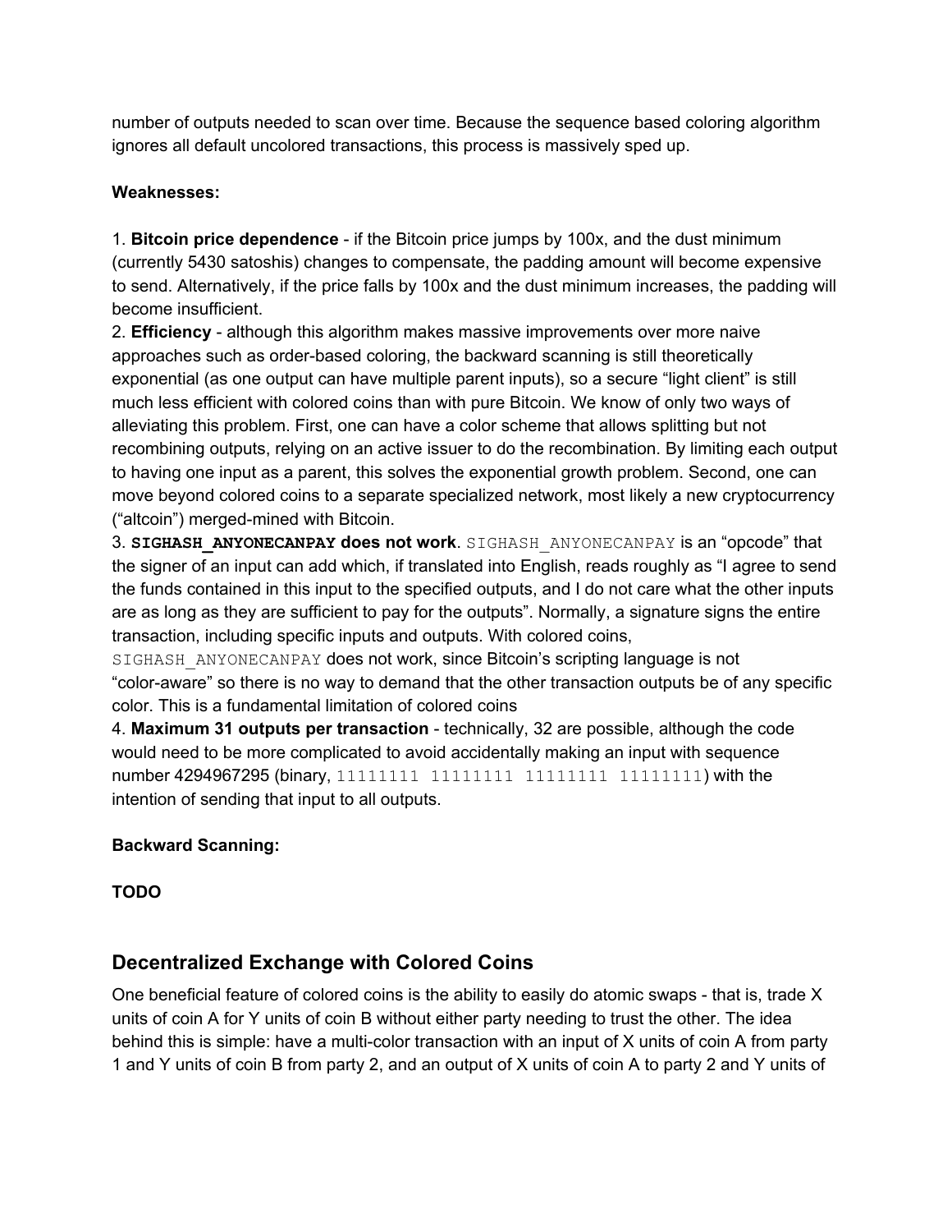number of outputs needed to scan over time. Because the sequence based coloring algorithm ignores all default uncolored transactions, this process is massively sped up.

**Weaknesses:**

1. **Bitcoin price dependence** - if the Bitcoin price jumps by 100x, and the dust minimum (currently 5430 satoshis) changes to compensate, the padding amount will become expensive to send. Alternatively, if the price falls by 100x and the dust minimum increases, the padding will become insufficient.
2. **Efficiency** - although this algorithm makes massive improvements over more naive approaches such as order-based coloring, the backward scanning is still theoretically exponential (as one output can have multiple parent inputs), so a secure "light client" is still much less efficient with colored coins than with pure Bitcoin. We know of only two ways of alleviating this problem. First, one can have a color scheme that allows splitting but not recombining outputs, relying on an active issuer to do the recombination. By limiting each output to having one input as a parent, this solves the exponential growth problem. Second, one can move beyond colored coins to a separate specialized network, most likely a new cryptocurrency ("altcoin") merged-mined with Bitcoin.
3. **`SIGHASH_ANYONECANPAY` does not work**. `SIGHASH_ANYONECANPAY` is an "opcode" that the signer of an input can add which, if translated into English, reads roughly as "I agree to send the funds contained in this input to the specified outputs, and I do not care what the other inputs are as long as they are sufficient to pay for the outputs". Normally, a signature signs the entire transaction, including specific inputs and outputs. With colored coins, `SIGHASH_ANYONECANPAY` does not work, since Bitcoin's scripting language is not "color-aware" so there is no way to demand that the other transaction outputs be of any specific color. This is a fundamental limitation of colored coins
4. **Maximum 31 outputs per transaction** - technically, 32 are possible, although the code would need to be more complicated to avoid accidentally making an input with sequence number 4294967295 (binary, `11111111 11111111 11111111 11111111`) with the intention of sending that input to all outputs.

**Backward Scanning:**

**TODO**

## Decentralized Exchange with Colored Coins

One beneficial feature of colored coins is the ability to easily do atomic swaps - that is, trade X units of coin A for Y units of coin B without either party needing to trust the other. The idea behind this is simple: have a multi-color transaction with an input of X units of coin A from party 1 and Y units of coin B from party 2, and an output of X units of coin A to party 2 and Y units of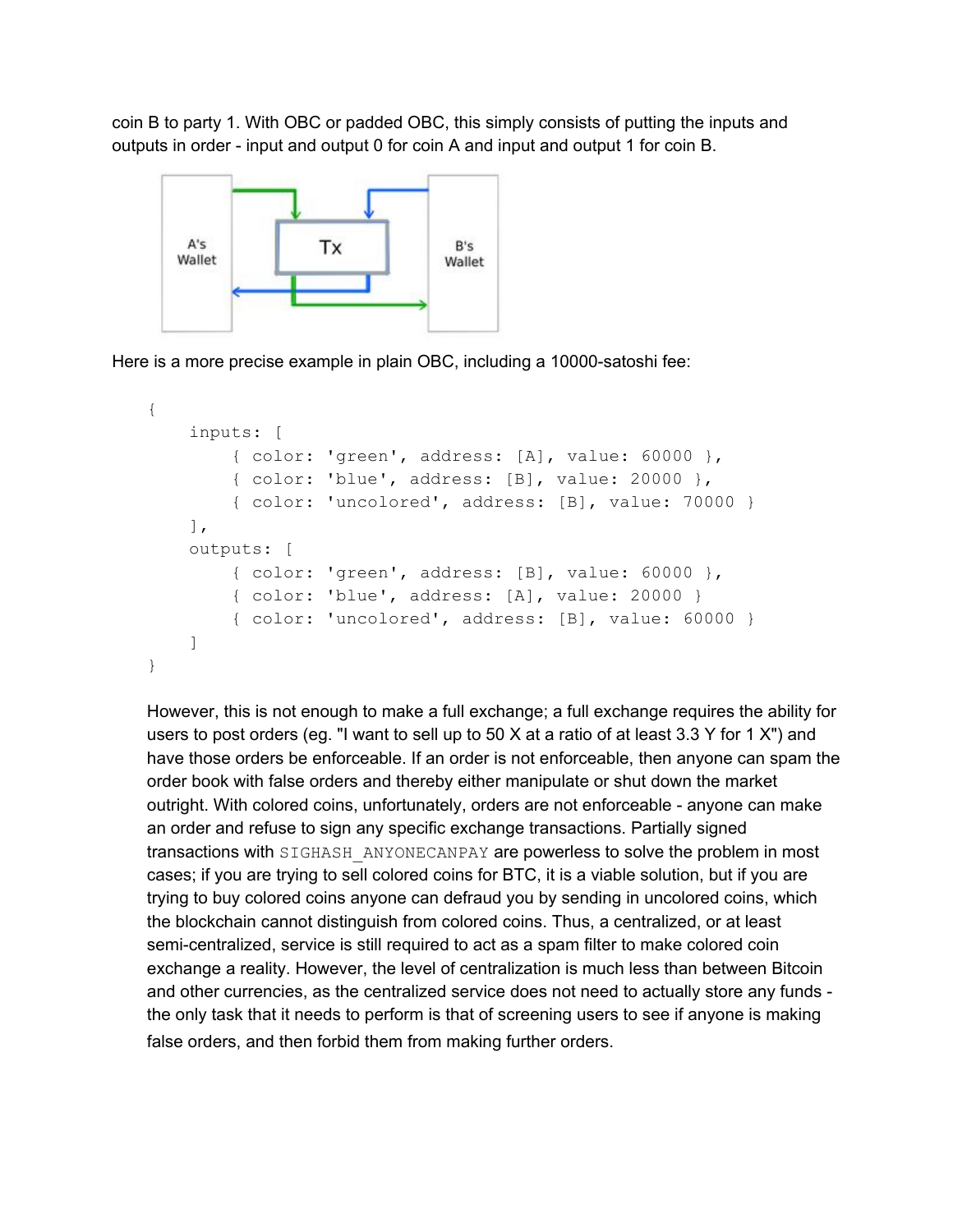coin B to party 1. With OBC or padded OBC, this simply consists of putting the inputs and outputs in order - input and output 0 for coin A and input and output 1 for coin B.

Here is a more precise example in plain OBC, including a 10000-satoshi fee:

```
{
    inputs: [
        { color: 'green', address: [A], value: 60000 },
        { color: 'blue', address: [B], value: 20000 },
        { color: 'uncolored', address: [B], value: 70000 }
    ],
    outputs: [
        { color: 'green', address: [B], value: 60000 },
        { color: 'blue', address: [A], value: 20000 }
        { color: 'uncolored', address: [B], value: 60000 }
    ]
}
```

However, this is not enough to make a full exchange; a full exchange requires the ability for users to post orders (eg. "I want to sell up to 50 X at a ratio of at least 3.3 Y for 1 X") and have those orders be enforceable. If an order is not enforceable, then anyone can spam the order book with false orders and thereby either manipulate or shut down the market outright. With colored coins, unfortunately, orders are not enforceable - anyone can make an order and refuse to sign any specific exchange transactions. Partially signed transactions with `SIGHASH_ANYONECANPAY` are powerless to solve the problem in most cases; if you are trying to sell colored coins for BTC, it is a viable solution, but if you are trying to buy colored coins anyone can defraud you by sending in uncolored coins, which the blockchain cannot distinguish from colored coins. Thus, a centralized, or at least semi-centralized, service is still required to act as a spam filter to make colored coin exchange a reality. However, the level of centralization is much less than between Bitcoin and other currencies, as the centralized service does not need to actually store any funds - the only task that it needs to perform is that of screening users to see if anyone is making false orders, and then forbid them from making further orders.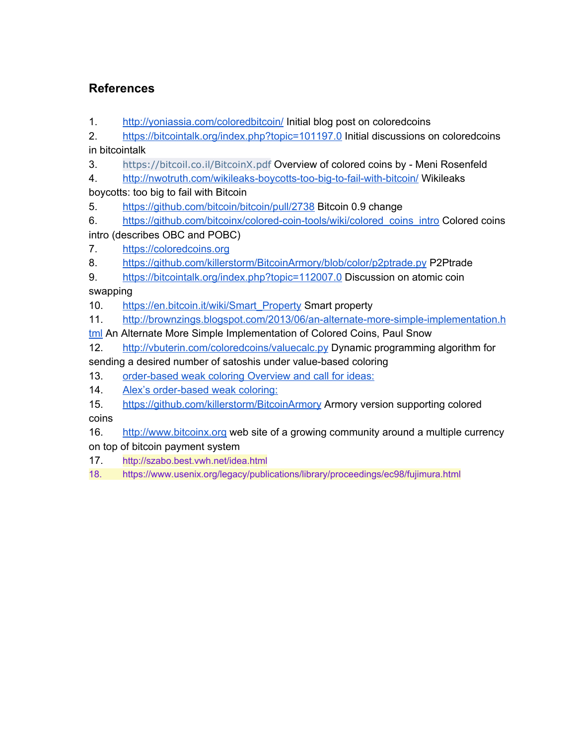## References

1. http://yoniassia.com/coloredbitcoin/ Initial blog post on coloredcoins
2. https://bitcointalk.org/index.php?topic=101197.0 Initial discussions on coloredcoins in bitcointalk
3. https://bitcoil.co.il/BitcoinX.pdf Overview of colored coins by - Meni Rosenfeld
4. http://nwotruth.com/wikileaks-boycotts-too-big-to-fail-with-bitcoin/ Wikileaks boycotts: too big to fail with Bitcoin
5. https://github.com/bitcoin/bitcoin/pull/2738 Bitcoin 0.9 change
6. https://github.com/bitcoinx/colored-coin-tools/wiki/colored_coins_intro Colored coins intro (describes OBC and POBC)
7. https://coloredcoins.org
8. https://github.com/killerstorm/BitcoinArmory/blob/color/p2ptrade.py P2Ptrade
9. https://bitcointalk.org/index.php?topic=112007.0 Discussion on atomic coin swapping
10. https://en.bitcoin.it/wiki/Smart_Property Smart property
11. http://brownzings.blogspot.com/2013/06/an-alternate-more-simple-implementation.html An Alternate More Simple Implementation of Colored Coins, Paul Snow
12. http://vbuterin.com/coloredcoins/valuecalc.py Dynamic programming algorithm for sending a desired number of satoshis under value-based coloring
13. order-based weak coloring Overview and call for ideas:
14. Alex's order-based weak coloring:
15. https://github.com/killerstorm/BitcoinArmory Armory version supporting colored coins
16. http://www.bitcoinx.org web site of a growing community around a multiple currency on top of bitcoin payment system
17. http://szabo.best.vwh.net/idea.html
18. https://www.usenix.org/legacy/publications/library/proceedings/ec98/fujimura.html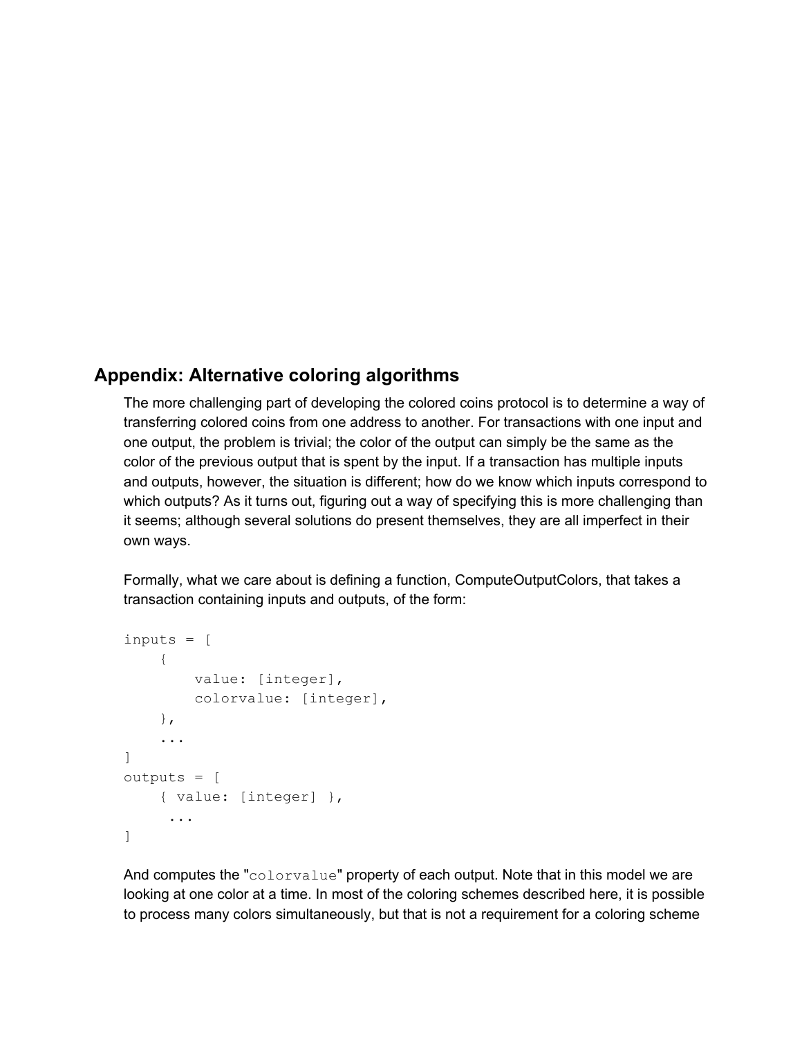## Appendix: Alternative coloring algorithms

The more challenging part of developing the colored coins protocol is to determine a way of transferring colored coins from one address to another. For transactions with one input and one output, the problem is trivial; the color of the output can simply be the same as the color of the previous output that is spent by the input. If a transaction has multiple inputs and outputs, however, the situation is different; how do we know which inputs correspond to which outputs? As it turns out, figuring out a way of specifying this is more challenging than it seems; although several solutions do present themselves, they are all imperfect in their own ways.

Formally, what we care about is defining a function, ComputeOutputColors, that takes a transaction containing inputs and outputs, of the form:

```
inputs = [
    {
        value: [integer],
        colorvalue: [integer],
    },
    ...
]
outputs = [
    { value: [integer] },
     ...
]
```

And computes the "`colorvalue`" property of each output. Note that in this model we are looking at one color at a time. In most of the coloring schemes described here, it is possible to process many colors simultaneously, but that is not a requirement for a coloring scheme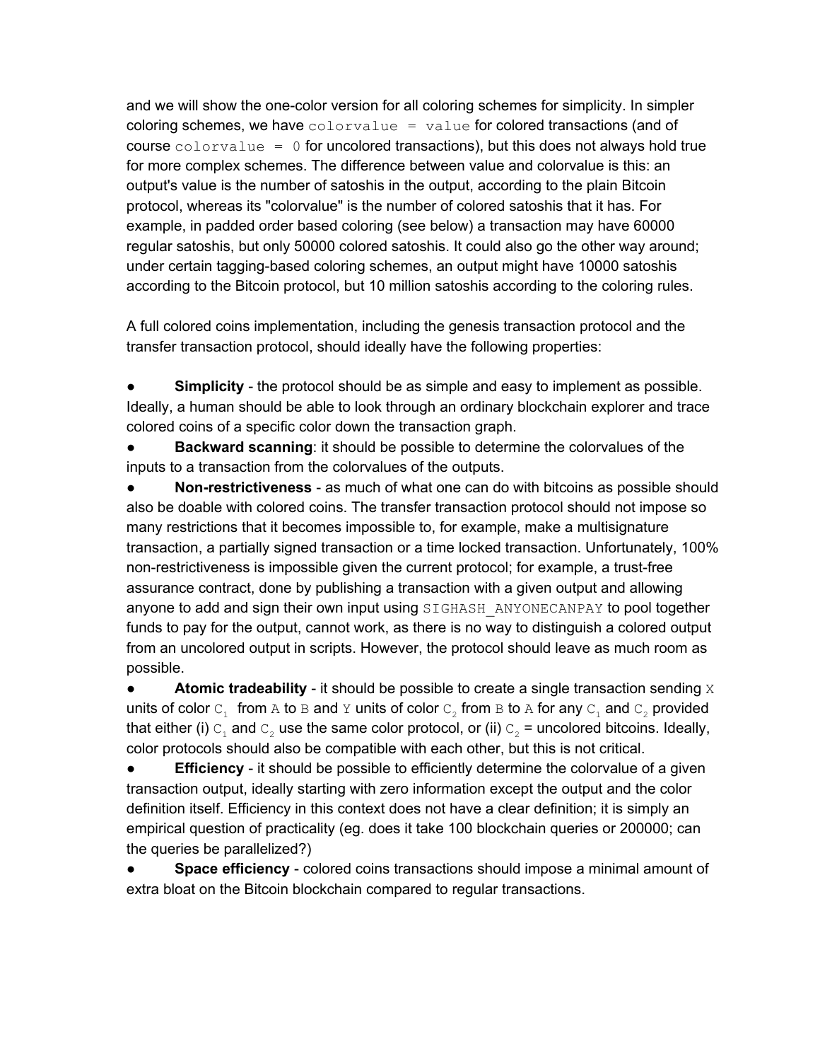and we will show the one-color version for all coloring schemes for simplicity. In simpler coloring schemes, we have `colorvalue = value` for colored transactions (and of course `colorvalue = 0` for uncolored transactions), but this does not always hold true for more complex schemes. The difference between value and colorvalue is this: an output's value is the number of satoshis in the output, according to the plain Bitcoin protocol, whereas its "colorvalue" is the number of colored satoshis that it has. For example, in padded order based coloring (see below) a transaction may have 60000 regular satoshis, but only 50000 colored satoshis. It could also go the other way around; under certain tagging-based coloring schemes, an output might have 10000 satoshis according to the Bitcoin protocol, but 10 million satoshis according to the coloring rules.

A full colored coins implementation, including the genesis transaction protocol and the transfer transaction protocol, should ideally have the following properties:

- **Simplicity** - the protocol should be as simple and easy to implement as possible. Ideally, a human should be able to look through an ordinary blockchain explorer and trace colored coins of a specific color down the transaction graph.
- **Backward scanning**: it should be possible to determine the colorvalues of the inputs to a transaction from the colorvalues of the outputs.
- **Non-restrictiveness** - as much of what one can do with bitcoins as possible should also be doable with colored coins. The transfer transaction protocol should not impose so many restrictions that it becomes impossible to, for example, make a multisignature transaction, a partially signed transaction or a time locked transaction. Unfortunately, 100% non-restrictiveness is impossible given the current protocol; for example, a trust-free assurance contract, done by publishing a transaction with a given output and allowing anyone to add and sign their own input using `SIGHASH_ANYONECANPAY` to pool together funds to pay for the output, cannot work, as there is no way to distinguish a colored output from an uncolored output in scripts. However, the protocol should leave as much room as possible.
- **Atomic tradeability** - it should be possible to create a single transaction sending $X$ units of color $C_1$ from $A$ to $B$ and $Y$ units of color $C_2$ from $B$ to $A$ for any $C_1$ and $C_2$ provided that either (i) $C_1$ and $C_2$ use the same color protocol, or (ii) $C_2$ = uncolored bitcoins. Ideally, color protocols should also be compatible with each other, but this is not critical.
- **Efficiency** - it should be possible to efficiently determine the colorvalue of a given transaction output, ideally starting with zero information except the output and the color definition itself. Efficiency in this context does not have a clear definition; it is simply an empirical question of practicality (eg. does it take 100 blockchain queries or 200000; can the queries be parallelized?)
- **Space efficiency** - colored coins transactions should impose a minimal amount of extra bloat on the Bitcoin blockchain compared to regular transactions.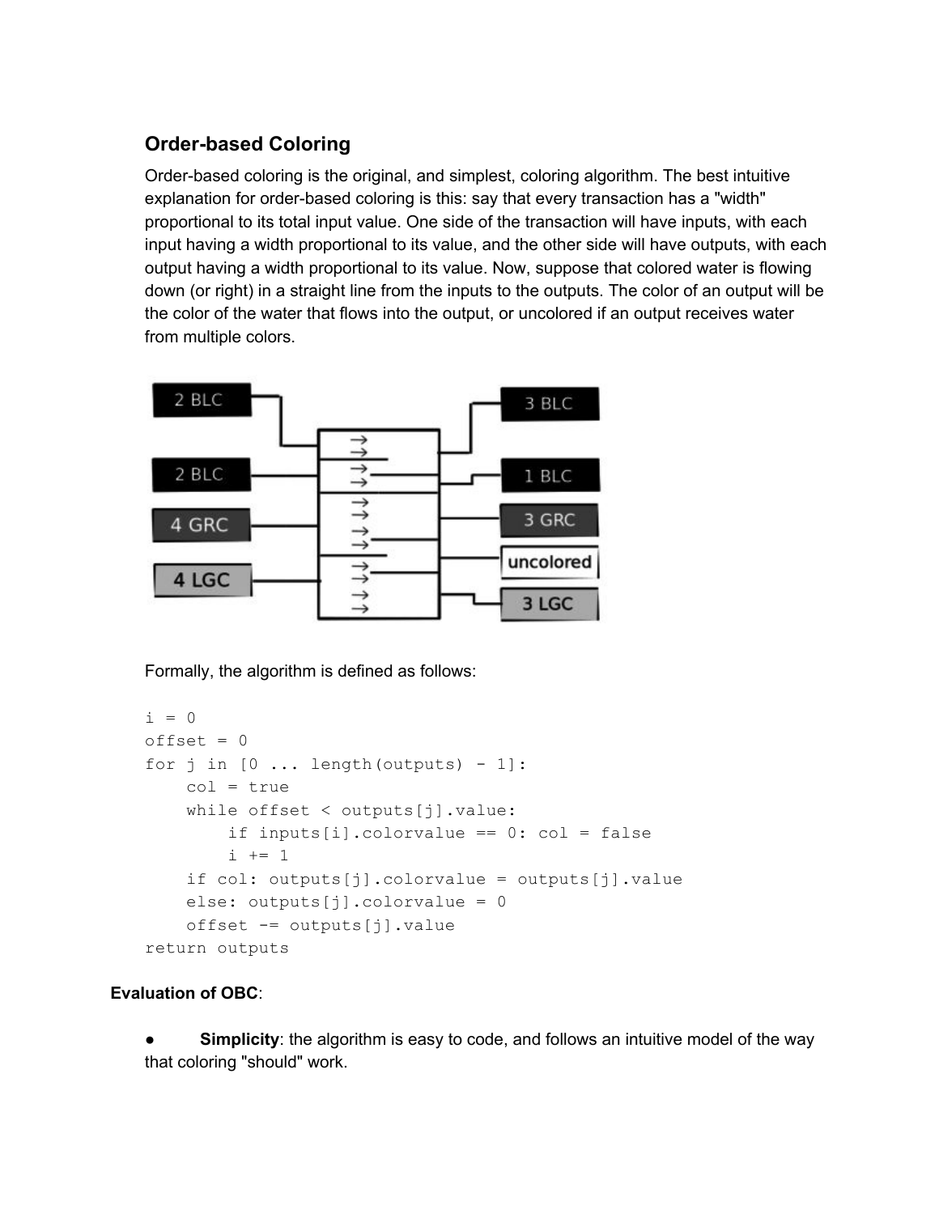### Order-based Coloring

Order-based coloring is the original, and simplest, coloring algorithm. The best intuitive explanation for order-based coloring is this: say that every transaction has a "width" proportional to its total input value. One side of the transaction will have inputs, with each input having a width proportional to its value, and the other side will have outputs, with each output having a width proportional to its value. Now, suppose that colored water is flowing down (or right) in a straight line from the inputs to the outputs. The color of an output will be the color of the water that flows into the output, or uncolored if an output receives water from multiple colors.

Formally, the algorithm is defined as follows:

```
i = 0
offset = 0
for j in [0 ... length(outputs) - 1]:
    col = true
    while offset < outputs[j].value:
        if inputs[i].colorvalue == 0: col = false
        i += 1
    if col: outputs[j].colorvalue = outputs[j].value
    else: outputs[j].colorvalue = 0
    offset -= outputs[j].value
return outputs
```

**Evaluation of OBC**:

- **Simplicity**: the algorithm is easy to code, and follows an intuitive model of the way that coloring "should" work.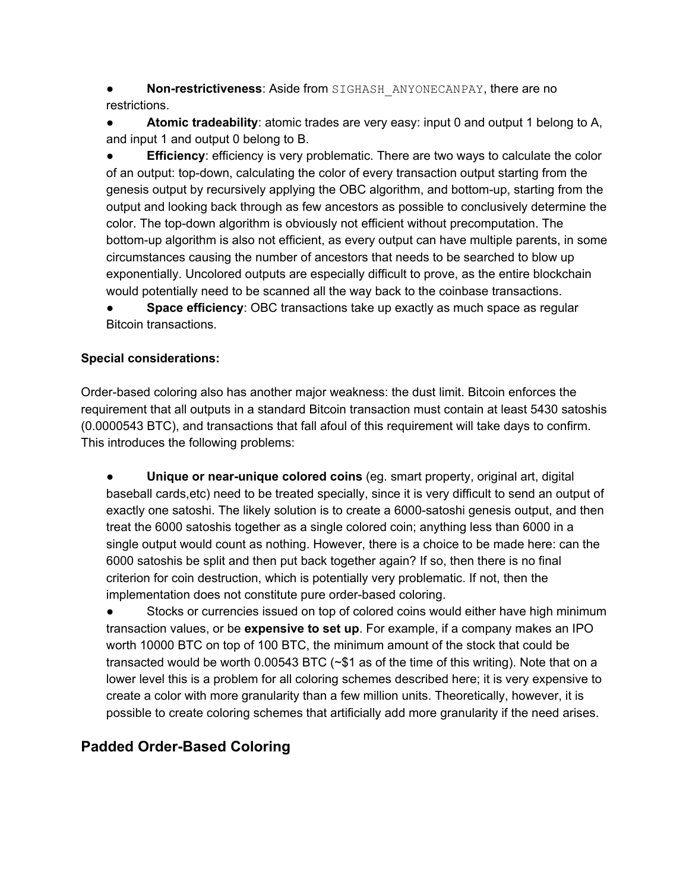- **Non-restrictiveness**: Aside from `SIGHASH_ANYONECANPAY`, there are no restrictions.
- **Atomic tradeability**: atomic trades are very easy: input 0 and output 1 belong to A, and input 1 and output 0 belong to B.
- **Efficiency**: efficiency is very problematic. There are two ways to calculate the color of an output: top-down, calculating the color of every transaction output starting from the genesis output by recursively applying the OBC algorithm, and bottom-up, starting from the output and looking back through as few ancestors as possible to conclusively determine the color. The top-down algorithm is obviously not efficient without precomputation. The bottom-up algorithm is also not efficient, as every output can have multiple parents, in some circumstances causing the number of ancestors that needs to be searched to blow up exponentially. Uncolored outputs are especially difficult to prove, as the entire blockchain would potentially need to be scanned all the way back to the coinbase transactions.
- **Space efficiency**: OBC transactions take up exactly as much space as regular Bitcoin transactions.

**Special considerations:**

Order-based coloring also has another major weakness: the dust limit. Bitcoin enforces the requirement that all outputs in a standard Bitcoin transaction must contain at least 5430 satoshis (0.0000543 BTC), and transactions that fall afoul of this requirement will take days to confirm. This introduces the following problems:

- **Unique or near-unique colored coins** (eg. smart property, original art, digital baseball cards,etc) need to be treated specially, since it is very difficult to send an output of exactly one satoshi. The likely solution is to create a 6000-satoshi genesis output, and then treat the 6000 satoshis together as a single colored coin; anything less than 6000 in a single output would count as nothing. However, there is a choice to be made here: can the 6000 satoshis be split and then put back together again? If so, then there is no final criterion for coin destruction, which is potentially very problematic. If not, then the implementation does not constitute pure order-based coloring.
- Stocks or currencies issued on top of colored coins would either have high minimum transaction values, or be **expensive to set up**. For example, if a company makes an IPO worth 10000 BTC on top of 100 BTC, the minimum amount of the stock that could be transacted would be worth 0.00543 BTC (~$1 as of the time of this writing). Note that on a lower level this is a problem for all coloring schemes described here; it is very expensive to create a color with more granularity than a few million units. Theoretically, however, it is possible to create coloring schemes that artificially add more granularity if the need arises.

## Padded Order-Based Coloring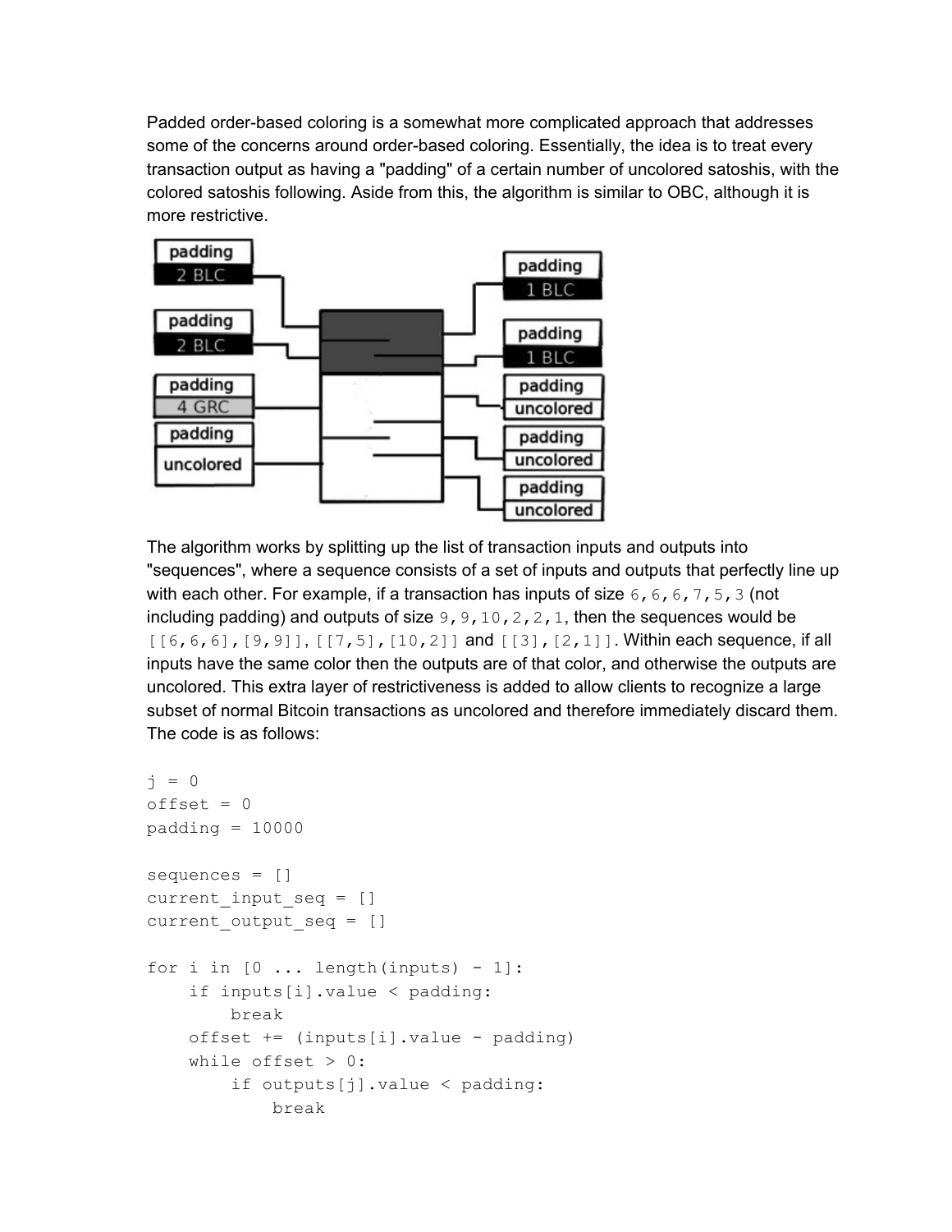Padded order-based coloring is a somewhat more complicated approach that addresses some of the concerns around order-based coloring. Essentially, the idea is to treat every transaction output as having a "padding" of a certain number of uncolored satoshis, with the colored satoshis following. Aside from this, the algorithm is similar to OBC, although it is more restrictive.

The algorithm works by splitting up the list of transaction inputs and outputs into "sequences", where a sequence consists of a set of inputs and outputs that perfectly line up with each other. For example, if a transaction has inputs of size `6,6,6,7,5,3` (not including padding) and outputs of size `9,9,10,2,2,1`, then the sequences would be `[[6,6,6],[9,9]]`, `[[7,5],[10,2]]` and `[[3],[2,1]]`. Within each sequence, if all inputs have the same color then the outputs are of that color, and otherwise the outputs are uncolored. This extra layer of restrictiveness is added to allow clients to recognize a large subset of normal Bitcoin transactions as uncolored and therefore immediately discard them. The code is as follows:

```
j = 0
offset = 0
padding = 10000

sequences = []
current_input_seq = []
current_output_seq = []

for i in [0 ... length(inputs) - 1]:
    if inputs[i].value < padding:
        break
    offset += (inputs[i].value - padding)
    while offset > 0:
        if outputs[j].value < padding:
            break
```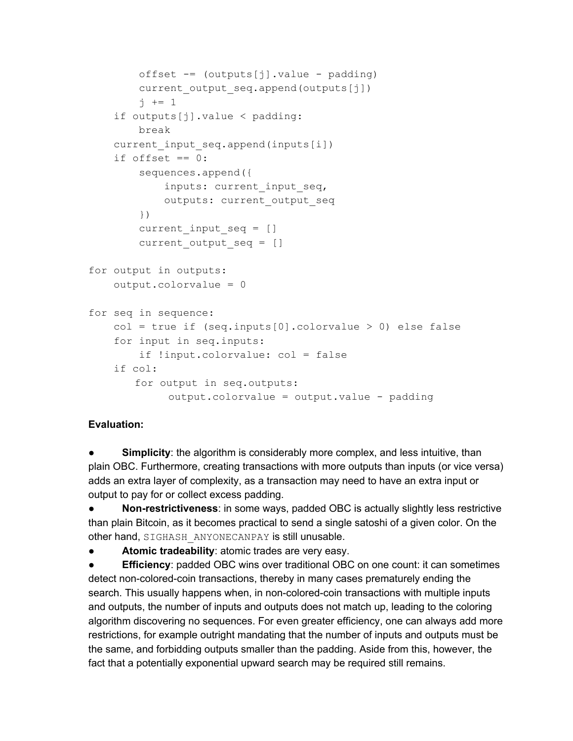```
        offset -= (outputs[j].value - padding)
        current_output_seq.append(outputs[j])
        j += 1
    if outputs[j].value < padding:
        break
    current_input_seq.append(inputs[i])
    if offset == 0:
        sequences.append({
            inputs: current_input_seq,
            outputs: current_output_seq
        })
        current_input_seq = []
        current_output_seq = []

for output in outputs:
    output.colorvalue = 0

for seq in sequence:
    col = true if (seq.inputs[0].colorvalue > 0) else false
    for input in seq.inputs:
        if !input.colorvalue: col = false
    if col:
       for output in seq.outputs:
            output.colorvalue = output.value - padding
```

**Evaluation:**

- **Simplicity**: the algorithm is considerably more complex, and less intuitive, than plain OBC. Furthermore, creating transactions with more outputs than inputs (or vice versa) adds an extra layer of complexity, as a transaction may need to have an extra input or output to pay for or collect excess padding.
- **Non-restrictiveness**: in some ways, padded OBC is actually slightly less restrictive than plain Bitcoin, as it becomes practical to send a single satoshi of a given color. On the other hand, `SIGHASH_ANYONECANPAY` is still unusable.
- **Atomic tradeability**: atomic trades are very easy.
- **Efficiency**: padded OBC wins over traditional OBC on one count: it can sometimes detect non-colored-coin transactions, thereby in many cases prematurely ending the search. This usually happens when, in non-colored-coin transactions with multiple inputs and outputs, the number of inputs and outputs does not match up, leading to the coloring algorithm discovering no sequences. For even greater efficiency, one can always add more restrictions, for example outright mandating that the number of inputs and outputs must be the same, and forbidding outputs smaller than the padding. Aside from this, however, the fact that a potentially exponential upward search may be required still remains.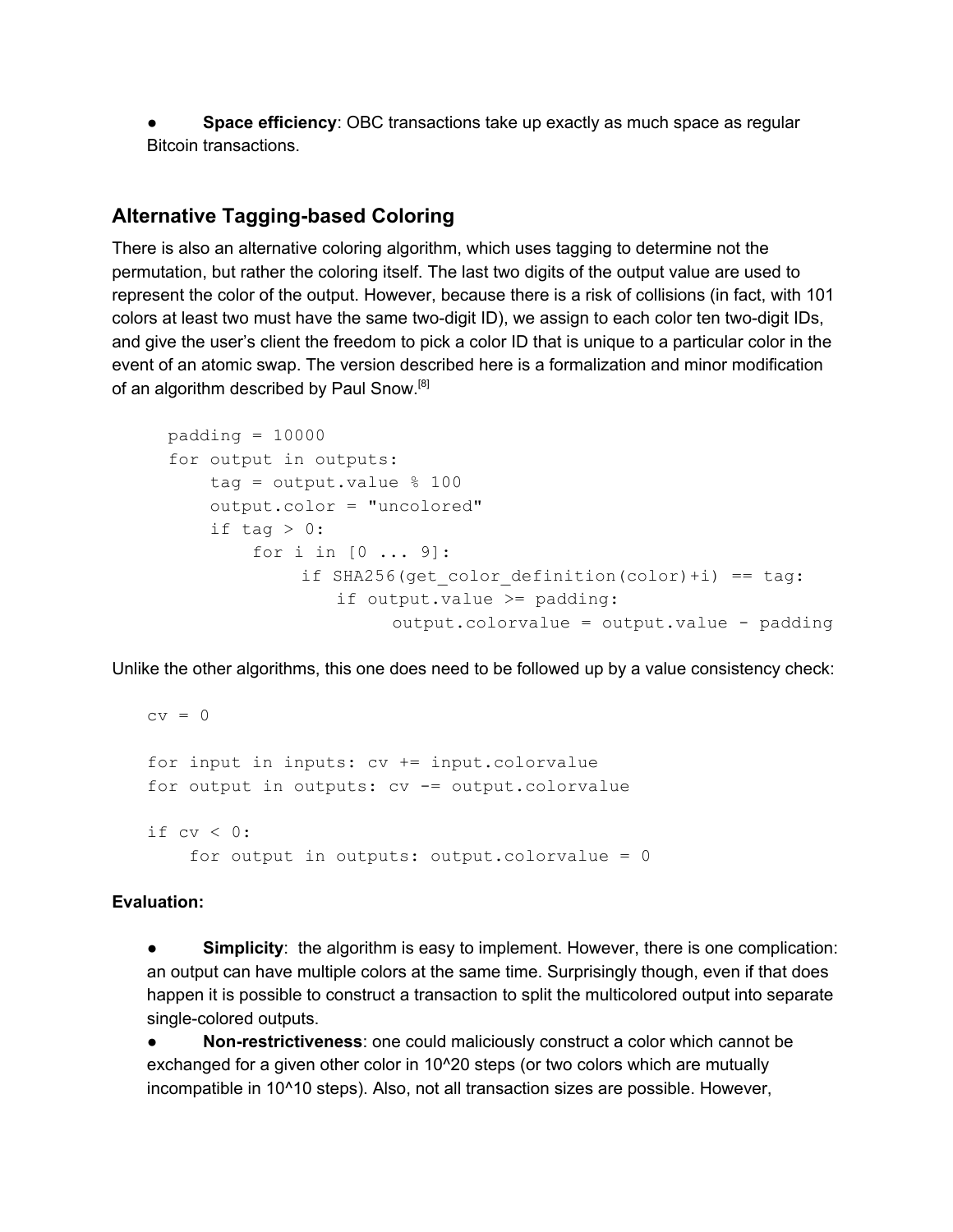- **Space efficiency**: OBC transactions take up exactly as much space as regular Bitcoin transactions.

## Alternative Tagging-based Coloring

There is also an alternative coloring algorithm, which uses tagging to determine not the permutation, but rather the coloring itself. The last two digits of the output value are used to represent the color of the output. However, because there is a risk of collisions (in fact, with 101 colors at least two must have the same two-digit ID), we assign to each color ten two-digit IDs, and give the user's client the freedom to pick a color ID that is unique to a particular color in the event of an atomic swap. The version described here is a formalization and minor modification of an algorithm described by Paul Snow.[8]

```
padding = 10000
for output in outputs:
    tag = output.value % 100
    output.color = "uncolored"
    if tag > 0:
        for i in [0 ... 9]:
            if SHA256(get_color_definition(color)+i) == tag:
                if output.value >= padding:
                    output.colorvalue = output.value - padding
```

Unlike the other algorithms, this one does need to be followed up by a value consistency check:

```
cv = 0

for input in inputs: cv += input.colorvalue
for output in outputs: cv -= output.colorvalue

if cv < 0:
    for output in outputs: output.colorvalue = 0
```

**Evaluation:**

- **Simplicity**: the algorithm is easy to implement. However, there is one complication: an output can have multiple colors at the same time. Surprisingly though, even if that does happen it is possible to construct a transaction to split the multicolored output into separate single-colored outputs.
- **Non-restrictiveness**: one could maliciously construct a color which cannot be exchanged for a given other color in 10^20 steps (or two colors which are mutually incompatible in 10^10 steps). Also, not all transaction sizes are possible. However,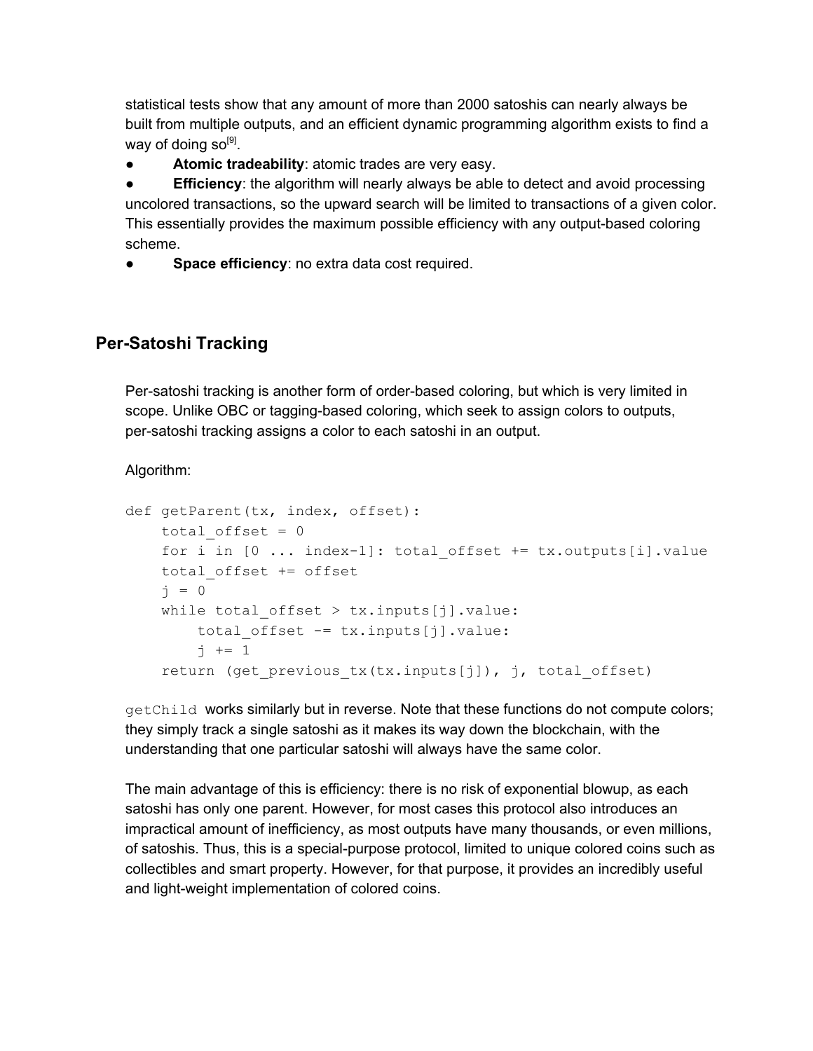statistical tests show that any amount of more than 2000 satoshis can nearly always be built from multiple outputs, and an efficient dynamic programming algorithm exists to find a way of doing so[9].

- **Atomic tradeability**: atomic trades are very easy.
- **Efficiency**: the algorithm will nearly always be able to detect and avoid processing uncolored transactions, so the upward search will be limited to transactions of a given color. This essentially provides the maximum possible efficiency with any output-based coloring scheme.
- **Space efficiency**: no extra data cost required.

## Per-Satoshi Tracking

Per-satoshi tracking is another form of order-based coloring, but which is very limited in scope. Unlike OBC or tagging-based coloring, which seek to assign colors to outputs, per-satoshi tracking assigns a color to each satoshi in an output.

Algorithm:

```
def getParent(tx, index, offset):
    total_offset = 0
    for i in [0 ... index-1]: total_offset += tx.outputs[i].value
    total_offset += offset
    j = 0
    while total_offset > tx.inputs[j].value:
        total_offset -= tx.inputs[j].value:
        j += 1
    return (get_previous_tx(tx.inputs[j]), j, total_offset)
```

`getChild` works similarly but in reverse. Note that these functions do not compute colors; they simply track a single satoshi as it makes its way down the blockchain, with the understanding that one particular satoshi will always have the same color.

The main advantage of this is efficiency: there is no risk of exponential blowup, as each satoshi has only one parent. However, for most cases this protocol also introduces an impractical amount of inefficiency, as most outputs have many thousands, or even millions, of satoshis. Thus, this is a special-purpose protocol, limited to unique colored coins such as collectibles and smart property. However, for that purpose, it provides an incredibly useful and light-weight implementation of colored coins.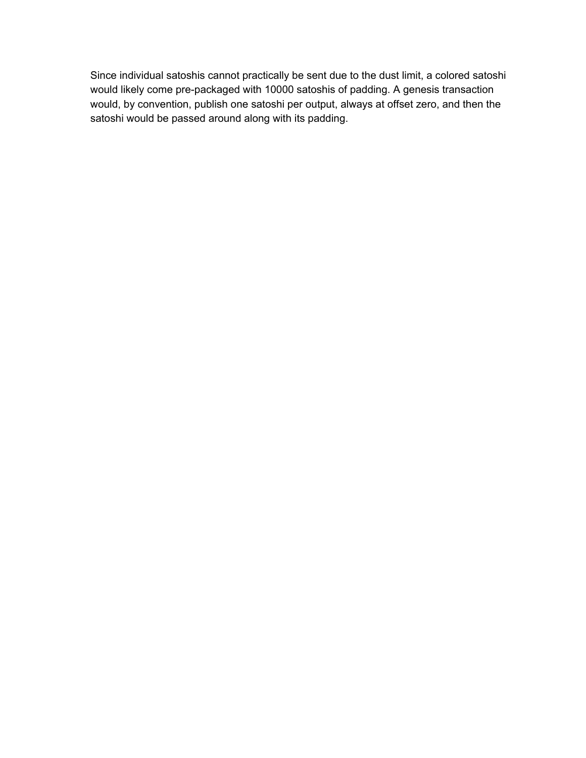Since individual satoshis cannot practically be sent due to the dust limit, a colored satoshi would likely come pre-packaged with 10000 satoshis of padding. A genesis transaction would, by convention, publish one satoshi per output, always at offset zero, and then the satoshi would be passed around along with its padding.